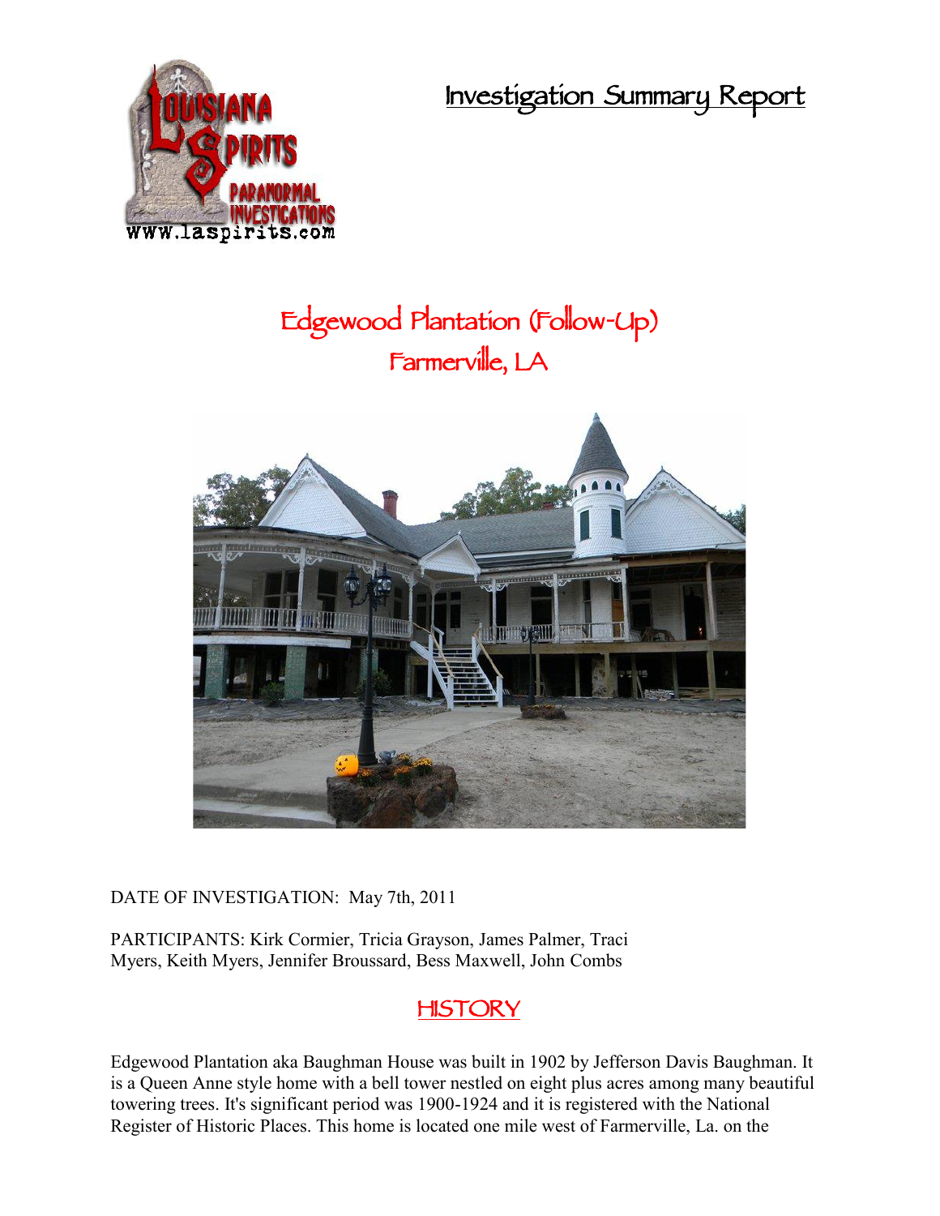# Investigation Summary Report

## Edgewood Plantation (Follow-Up)
## Farmerville, LA

DATE OF INVESTIGATION: May 7th, 2011

PARTICIPANTS: Kirk Cormier, Tricia Grayson, James Palmer, Traci Myers, Keith Myers, Jennifer Broussard, Bess Maxwell, John Combs

## HISTORY

Edgewood Plantation aka Baughman House was built in 1902 by Jefferson Davis Baughman. It is a Queen Anne style home with a bell tower nestled on eight plus acres among many beautiful towering trees. It's significant period was 1900-1924 and it is registered with the National Register of Historic Places. This home is located one mile west of Farmerville, La. on the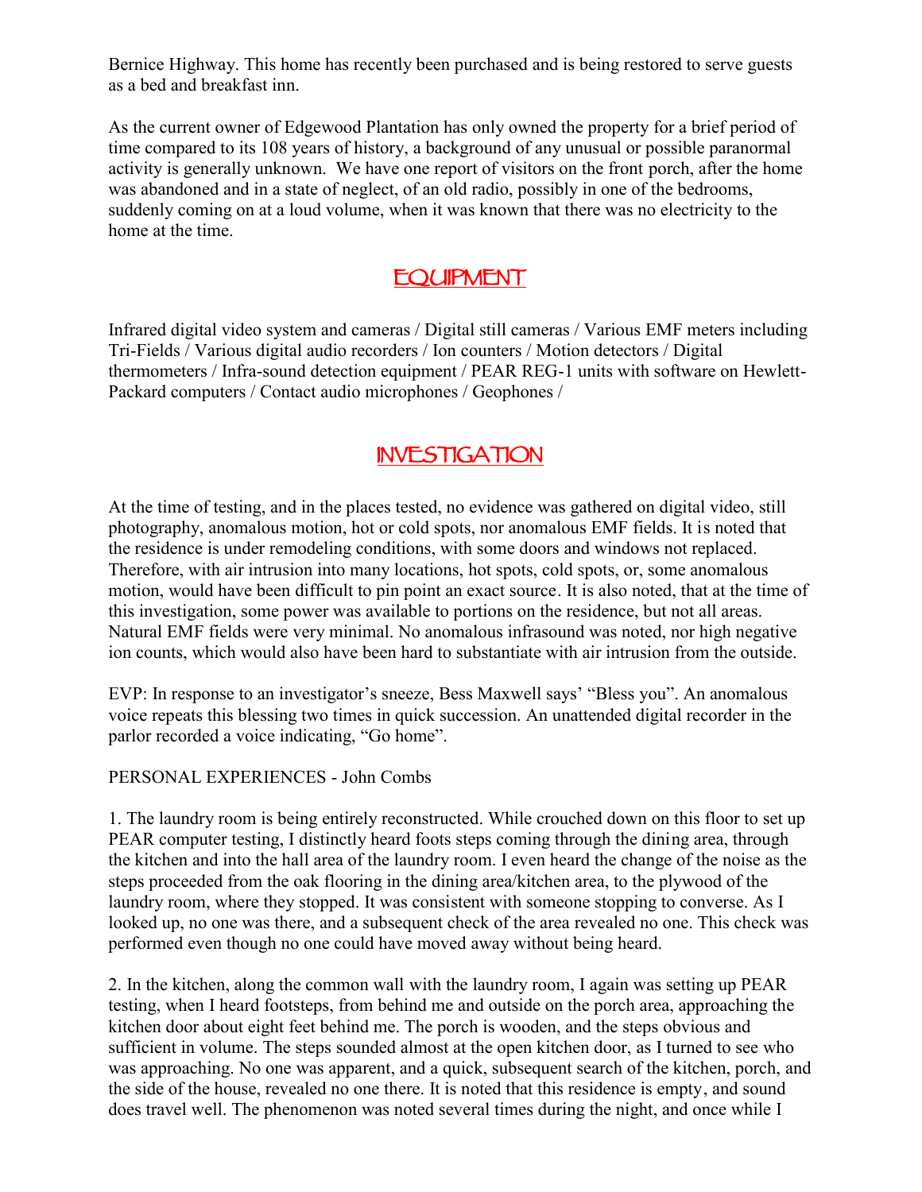Bernice Highway. This home has recently been purchased and is being restored to serve guests as a bed and breakfast inn.

As the current owner of Edgewood Plantation has only owned the property for a brief period of time compared to its 108 years of history, a background of any unusual or possible paranormal activity is generally unknown. We have one report of visitors on the front porch, after the home was abandoned and in a state of neglect, of an old radio, possibly in one of the bedrooms, suddenly coming on at a loud volume, when it was known that there was no electricity to the home at the time.

## EQUIPMENT

Infrared digital video system and cameras / Digital still cameras / Various EMF meters including Tri-Fields / Various digital audio recorders / Ion counters / Motion detectors / Digital thermometers / Infra-sound detection equipment / PEAR REG-1 units with software on Hewlett-Packard computers / Contact audio microphones / Geophones /

## INVESTIGATION

At the time of testing, and in the places tested, no evidence was gathered on digital video, still photography, anomalous motion, hot or cold spots, nor anomalous EMF fields. It is noted that the residence is under remodeling conditions, with some doors and windows not replaced. Therefore, with air intrusion into many locations, hot spots, cold spots, or, some anomalous motion, would have been difficult to pin point an exact source. It is also noted, that at the time of this investigation, some power was available to portions on the residence, but not all areas. Natural EMF fields were very minimal. No anomalous infrasound was noted, nor high negative ion counts, which would also have been hard to substantiate with air intrusion from the outside.

EVP: In response to an investigator's sneeze, Bess Maxwell says' "Bless you". An anomalous voice repeats this blessing two times in quick succession. An unattended digital recorder in the parlor recorded a voice indicating, "Go home".

PERSONAL EXPERIENCES - John Combs

1. The laundry room is being entirely reconstructed. While crouched down on this floor to set up PEAR computer testing, I distinctly heard foots steps coming through the dining area, through the kitchen and into the hall area of the laundry room. I even heard the change of the noise as the steps proceeded from the oak flooring in the dining area/kitchen area, to the plywood of the laundry room, where they stopped. It was consistent with someone stopping to converse. As I looked up, no one was there, and a subsequent check of the area revealed no one. This check was performed even though no one could have moved away without being heard.

2. In the kitchen, along the common wall with the laundry room, I again was setting up PEAR testing, when I heard footsteps, from behind me and outside on the porch area, approaching the kitchen door about eight feet behind me. The porch is wooden, and the steps obvious and sufficient in volume. The steps sounded almost at the open kitchen door, as I turned to see who was approaching. No one was apparent, and a quick, subsequent search of the kitchen, porch, and the side of the house, revealed no one there. It is noted that this residence is empty, and sound does travel well. The phenomenon was noted several times during the night, and once while I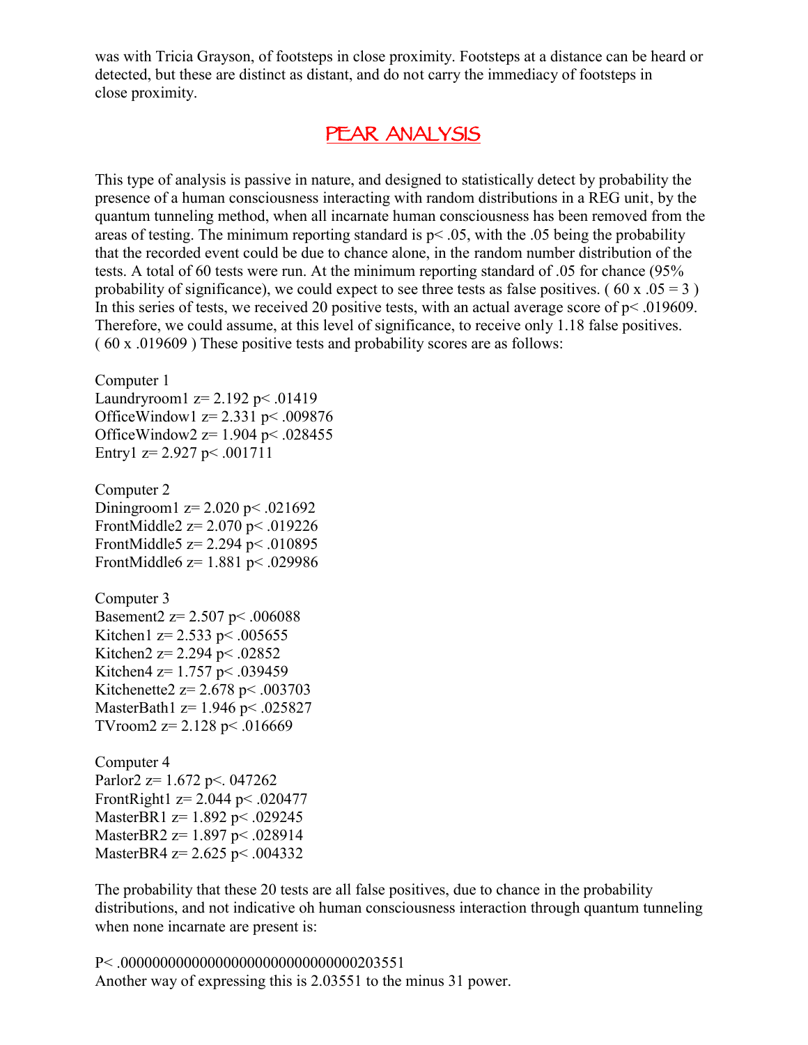was with Tricia Grayson, of footsteps in close proximity. Footsteps at a distance can be heard or detected, but these are distinct as distant, and do not carry the immediacy of footsteps in close proximity.

## PEAR ANALYSIS

This type of analysis is passive in nature, and designed to statistically detect by probability the presence of a human consciousness interacting with random distributions in a REG unit, by the quantum tunneling method, when all incarnate human consciousness has been removed from the areas of testing. The minimum reporting standard is $p < .05$, with the .05 being the probability that the recorded event could be due to chance alone, in the random number distribution of the tests. A total of 60 tests were run. At the minimum reporting standard of .05 for chance (95% probability of significance), we could expect to see three tests as false positives. ( $60 \times .05 = 3$ ) In this series of tests, we received 20 positive tests, with an actual average score of $p < .019609$. Therefore, we could assume, at this level of significance, to receive only 1.18 false positives. ( $60 \times .019609$ ) These positive tests and probability scores are as follows:

Computer 1  
Laundryroom1 $z = 2.192$ $p < .01419$  
OfficeWindow1 $z = 2.331$ $p < .009876$  
OfficeWindow2 $z = 1.904$ $p < .028455$  
Entry1 $z = 2.927$ $p < .001711$

Computer 2  
Diningroom1 $z = 2.020$ $p < .021692$  
FrontMiddle2 $z = 2.070$ $p < .019226$  
FrontMiddle5 $z = 2.294$ $p < .010895$  
FrontMiddle6 $z = 1.881$ $p < .029986$

Computer 3  
Basement2 $z = 2.507$ $p < .006088$  
Kitchen1 $z = 2.533$ $p < .005655$  
Kitchen2 $z = 2.294$ $p < .02852$  
Kitchen4 $z = 1.757$ $p < .039459$  
Kitchenette2 $z = 2.678$ $p < .003703$  
MasterBath1 $z = 1.946$ $p < .025827$  
TVroom2 $z = 2.128$ $p < .016669$

Computer 4  
Parlor2 $z = 1.672$ p<. 047262  
FrontRight1 $z = 2.044$ $p < .020477$  
MasterBR1 $z = 1.892$ $p < .029245$  
MasterBR2 $z = 1.897$ $p < .028914$  
MasterBR4 $z = 2.625$ $p < .004332$

The probability that these 20 tests are all false positives, due to chance in the probability distributions, and not indicative oh human consciousness interaction through quantum tunneling when none incarnate are present is:

$P < .00000000000000000000000000000203551$  
Another way of expressing this is 2.03551 to the minus 31 power.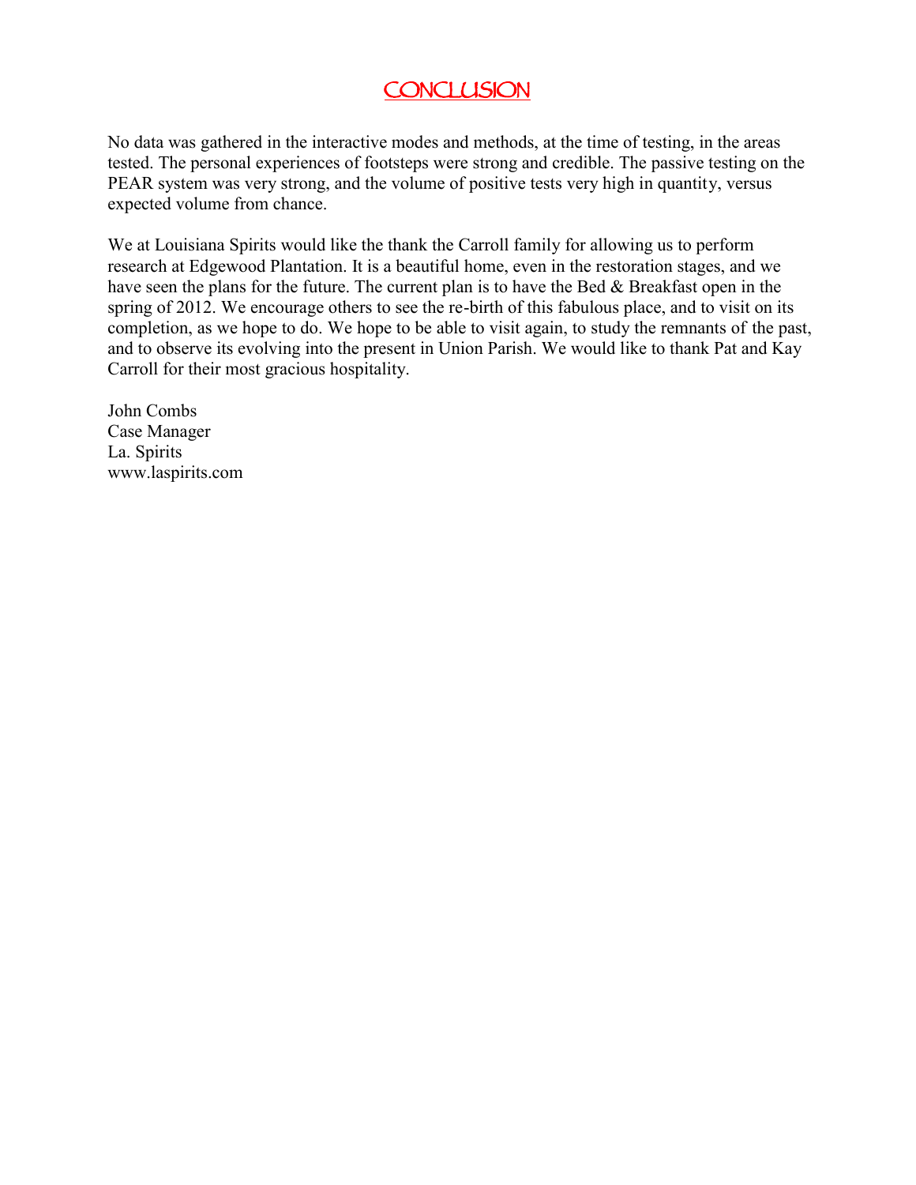# CONCLUSION

No data was gathered in the interactive modes and methods, at the time of testing, in the areas tested. The personal experiences of footsteps were strong and credible. The passive testing on the PEAR system was very strong, and the volume of positive tests very high in quantity, versus expected volume from chance.

We at Louisiana Spirits would like the thank the Carroll family for allowing us to perform research at Edgewood Plantation. It is a beautiful home, even in the restoration stages, and we have seen the plans for the future. The current plan is to have the Bed & Breakfast open in the spring of 2012. We encourage others to see the re-birth of this fabulous place, and to visit on its completion, as we hope to do. We hope to be able to visit again, to study the remnants of the past, and to observe its evolving into the present in Union Parish. We would like to thank Pat and Kay Carroll for their most gracious hospitality.

John Combs  
Case Manager  
La. Spirits  
www.laspirits.com